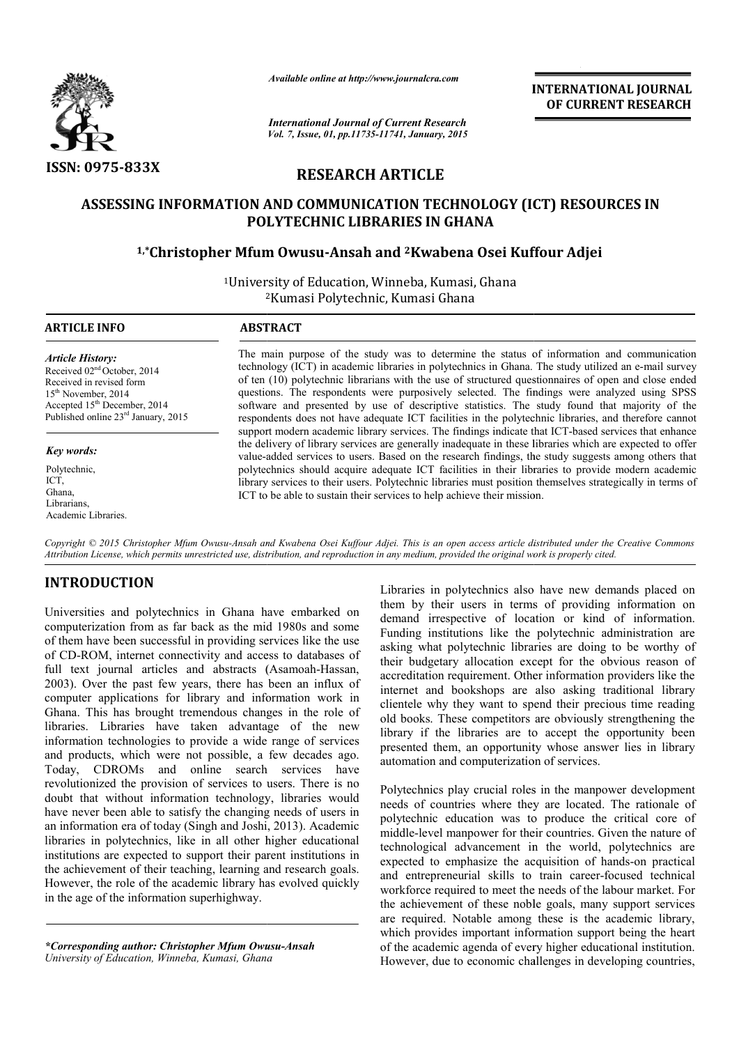ISSN: 0975-833X

*Available online at http://www.journalcra.com*

*International Journal of Current Research*
*Vol. 7, Issue, 01, pp.11735-11741, January, 2015*

**INTERNATIONAL JOURNAL OF CURRENT RESEARCH**

## RESEARCH ARTICLE

# ASSESSING INFORMATION AND COMMUNICATION TECHNOLOGY (ICT) RESOURCES IN POLYTECHNIC LIBRARIES IN GHANA

**[1,*]Christopher Mfum Owusu-Ansah and [2]Kwabena Osei Kuffour Adjei**

[1]University of Education, Winneba, Kumasi, Ghana
[2]Kumasi Polytechnic, Kumasi Ghana

**ARTICLE INFO**

***Article History:***
Received 02[nd] October, 2014
Received in revised form
15[th] November, 2014
Accepted 15[th] December, 2014
Published online 23[rd] January, 2015

***Key words:***
Polytechnic,
ICT,
Ghana,
Librarians,
Academic Libraries.

**ABSTRACT**

The main purpose of the study was to determine the status of information and communication technology (ICT) in academic libraries in polytechnics in Ghana. The study utilized an e-mail survey of ten (10) polytechnic librarians with the use of structured questionnaires of open and close ended questions. The respondents were purposively selected. The findings were analyzed using SPSS software and presented by use of descriptive statistics. The study found that majority of the respondents does not have adequate ICT facilities in the polytechnic libraries, and therefore cannot support modern academic library services. The findings indicate that ICT-based services that enhance the delivery of library services are generally inadequate in these libraries which are expected to offer value-added services to users. Based on the research findings, the study suggests among others that polytechnics should acquire adequate ICT facilities in their libraries to provide modern academic library services to their users. Polytechnic libraries must position themselves strategically in terms of ICT to be able to sustain their services to help achieve their mission.

*Copyright © 2015 Christopher Mfum Owusu-Ansah and Kwabena Osei Kuffour Adjei. This is an open access article distributed under the Creative Commons Attribution License, which permits unrestricted use, distribution, and reproduction in any medium, provided the original work is properly cited.*

## INTRODUCTION

Universities and polytechnics in Ghana have embarked on computerization from as far back as the mid 1980s and some of them have been successful in providing services like the use of CD-ROM, internet connectivity and access to databases of full text journal articles and abstracts (Asamoah-Hassan, 2003). Over the past few years, there has been an influx of computer applications for library and information work in Ghana. This has brought tremendous changes in the role of libraries. Libraries have taken advantage of the new information technologies to provide a wide range of services and products, which were not possible, a few decades ago. Today, CDROMs and online search services have revolutionized the provision of services to users. There is no doubt that without information technology, libraries would have never been able to satisfy the changing needs of users in an information era of today (Singh and Joshi, 2013). Academic libraries in polytechnics, like in all other higher educational institutions are expected to support their parent institutions in the achievement of their teaching, learning and research goals. However, the role of the academic library has evolved quickly in the age of the information superhighway.

Libraries in polytechnics also have new demands placed on them by their users in terms of providing information on demand irrespective of location or kind of information. Funding institutions like the polytechnic administration are asking what polytechnic libraries are doing to be worthy of their budgetary allocation except for the obvious reason of accreditation requirement. Other information providers like the internet and bookshops are also asking traditional library clientele why they want to spend their precious time reading old books. These competitors are obviously strengthening the library if the libraries are to accept the opportunity been presented them, an opportunity whose answer lies in library automation and computerization of services.

Polytechnics play crucial roles in the manpower development needs of countries where they are located. The rationale of polytechnic education was to produce the critical core of middle-level manpower for their countries. Given the nature of technological advancement in the world, polytechnics are expected to emphasize the acquisition of hands-on practical and entrepreneurial skills to train career-focused technical workforce required to meet the needs of the labour market. For the achievement of these noble goals, many support services are required. Notable among these is the academic library, which provides important information support being the heart of the academic agenda of every higher educational institution. However, due to economic challenges in developing countries,

***Corresponding author: Christopher Mfum Owusu-Ansah***
*University of Education, Winneba, Kumasi, Ghana*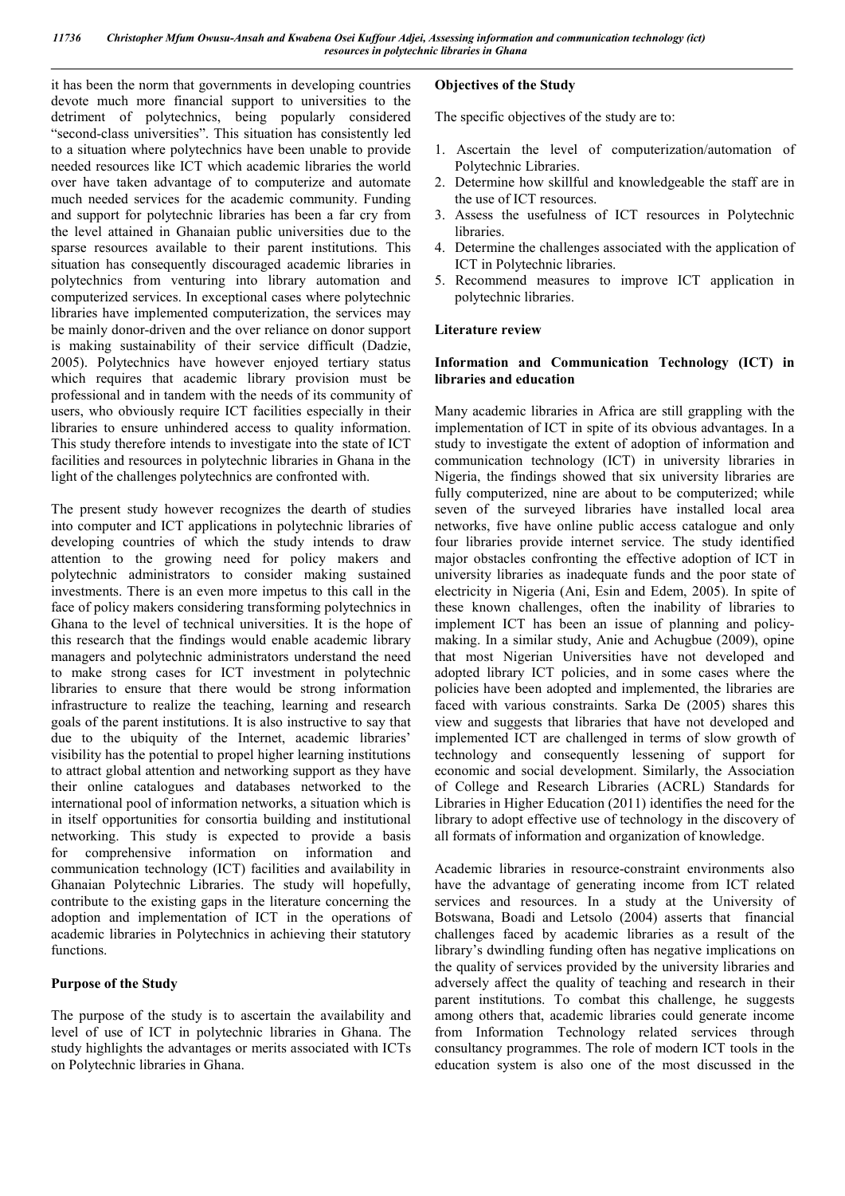it has been the norm that governments in developing countries devote much more financial support to universities to the detriment of polytechnics, being popularly considered "second-class universities". This situation has consistently led to a situation where polytechnics have been unable to provide needed resources like ICT which academic libraries the world over have taken advantage of to computerize and automate much needed services for the academic community. Funding and support for polytechnic libraries has been a far cry from the level attained in Ghanaian public universities due to the sparse resources available to their parent institutions. This situation has consequently discouraged academic libraries in polytechnics from venturing into library automation and computerized services. In exceptional cases where polytechnic libraries have implemented computerization, the services may be mainly donor-driven and the over reliance on donor support is making sustainability of their service difficult (Dadzie, 2005). Polytechnics have however enjoyed tertiary status which requires that academic library provision must be professional and in tandem with the needs of its community of users, who obviously require ICT facilities especially in their libraries to ensure unhindered access to quality information. This study therefore intends to investigate into the state of ICT facilities and resources in polytechnic libraries in Ghana in the light of the challenges polytechnics are confronted with.

The present study however recognizes the dearth of studies into computer and ICT applications in polytechnic libraries of developing countries of which the study intends to draw attention to the growing need for policy makers and polytechnic administrators to consider making sustained investments. There is an even more impetus to this call in the face of policy makers considering transforming polytechnics in Ghana to the level of technical universities. It is the hope of this research that the findings would enable academic library managers and polytechnic administrators understand the need to make strong cases for ICT investment in polytechnic libraries to ensure that there would be strong information infrastructure to realize the teaching, learning and research goals of the parent institutions. It is also instructive to say that due to the ubiquity of the Internet, academic libraries' visibility has the potential to propel higher learning institutions to attract global attention and networking support as they have their online catalogues and databases networked to the international pool of information networks, a situation which is in itself opportunities for consortia building and institutional networking. This study is expected to provide a basis for comprehensive information on information and communication technology (ICT) facilities and availability in Ghanaian Polytechnic Libraries. The study will hopefully, contribute to the existing gaps in the literature concerning the adoption and implementation of ICT in the operations of academic libraries in Polytechnics in achieving their statutory functions.

## Purpose of the Study

The purpose of the study is to ascertain the availability and level of use of ICT in polytechnic libraries in Ghana. The study highlights the advantages or merits associated with ICTs on Polytechnic libraries in Ghana.

## Objectives of the Study

The specific objectives of the study are to:

1. Ascertain the level of computerization/automation of Polytechnic Libraries.
2. Determine how skillful and knowledgeable the staff are in the use of ICT resources.
3. Assess the usefulness of ICT resources in Polytechnic libraries.
4. Determine the challenges associated with the application of ICT in Polytechnic libraries.
5. Recommend measures to improve ICT application in polytechnic libraries.

## Literature review

### Information and Communication Technology (ICT) in libraries and education

Many academic libraries in Africa are still grappling with the implementation of ICT in spite of its obvious advantages. In a study to investigate the extent of adoption of information and communication technology (ICT) in university libraries in Nigeria, the findings showed that six university libraries are fully computerized, nine are about to be computerized; while seven of the surveyed libraries have installed local area networks, five have online public access catalogue and only four libraries provide internet service. The study identified major obstacles confronting the effective adoption of ICT in university libraries as inadequate funds and the poor state of electricity in Nigeria (Ani, Esin and Edem, 2005). In spite of these known challenges, often the inability of libraries to implement ICT has been an issue of planning and policy-making. In a similar study, Anie and Achugbue (2009), opine that most Nigerian Universities have not developed and adopted library ICT policies, and in some cases where the policies have been adopted and implemented, the libraries are faced with various constraints. Sarka De (2005) shares this view and suggests that libraries that have not developed and implemented ICT are challenged in terms of slow growth of technology and consequently lessening of support for economic and social development. Similarly, the Association of College and Research Libraries (ACRL) Standards for Libraries in Higher Education (2011) identifies the need for the library to adopt effective use of technology in the discovery of all formats of information and organization of knowledge.

Academic libraries in resource-constraint environments also have the advantage of generating income from ICT related services and resources. In a study at the University of Botswana, Boadi and Letsolo (2004) asserts that financial challenges faced by academic libraries as a result of the library's dwindling funding often has negative implications on the quality of services provided by the university libraries and adversely affect the quality of teaching and research in their parent institutions. To combat this challenge, he suggests among others that, academic libraries could generate income from Information Technology related services through consultancy programmes. The role of modern ICT tools in the education system is also one of the most discussed in the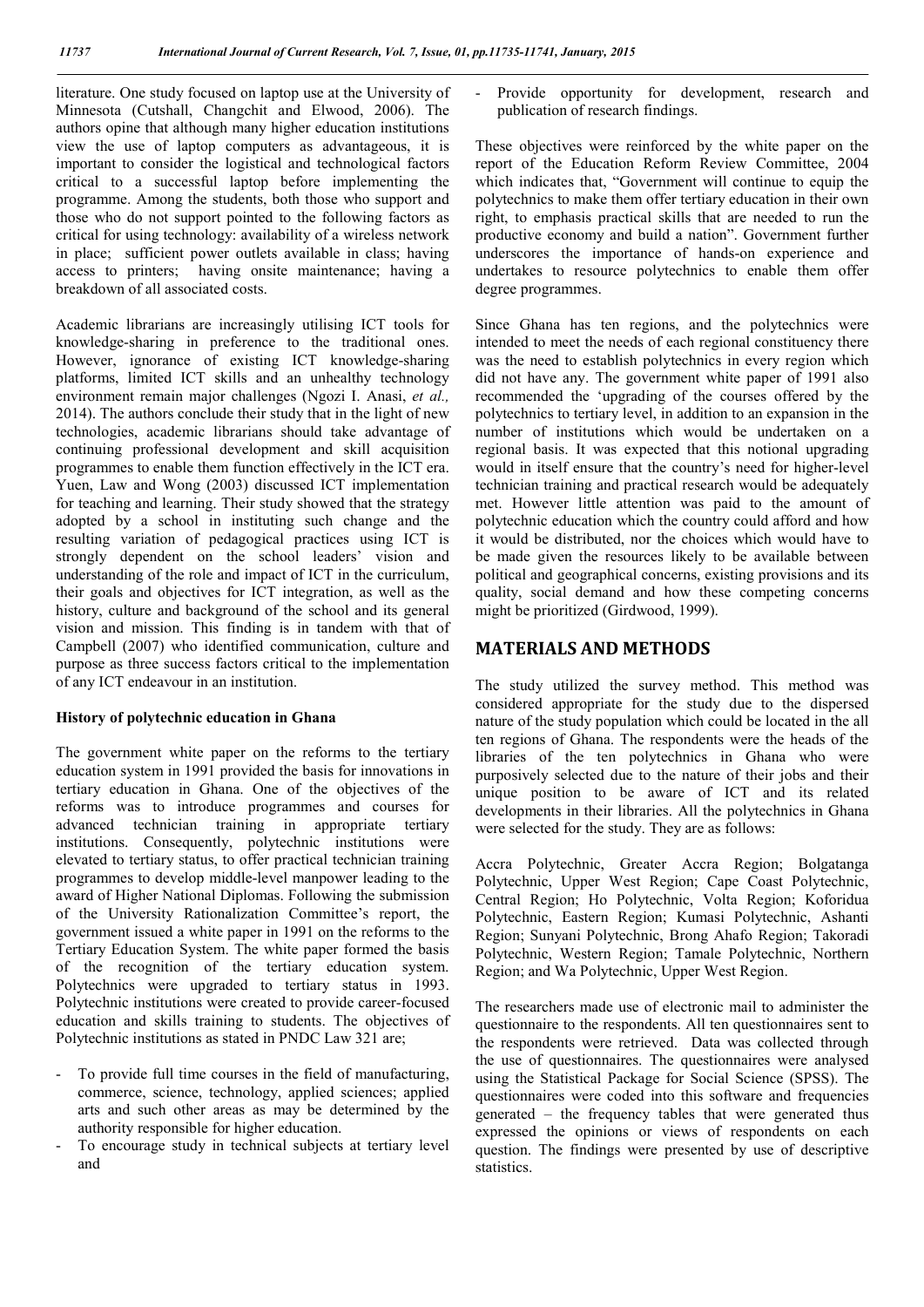literature. One study focused on laptop use at the University of Minnesota (Cutshall, Changchit and Elwood, 2006). The authors opine that although many higher education institutions view the use of laptop computers as advantageous, it is important to consider the logistical and technological factors critical to a successful laptop before implementing the programme. Among the students, both those who support and those who do not support pointed to the following factors as critical for using technology: availability of a wireless network in place; sufficient power outlets available in class; having access to printers; having onsite maintenance; having a breakdown of all associated costs.

Academic librarians are increasingly utilising ICT tools for knowledge-sharing in preference to the traditional ones. However, ignorance of existing ICT knowledge-sharing platforms, limited ICT skills and an unhealthy technology environment remain major challenges (Ngozi I. Anasi, *et al.,* 2014). The authors conclude their study that in the light of new technologies, academic librarians should take advantage of continuing professional development and skill acquisition programmes to enable them function effectively in the ICT era. Yuen, Law and Wong (2003) discussed ICT implementation for teaching and learning. Their study showed that the strategy adopted by a school in instituting such change and the resulting variation of pedagogical practices using ICT is strongly dependent on the school leaders' vision and understanding of the role and impact of ICT in the curriculum, their goals and objectives for ICT integration, as well as the history, culture and background of the school and its general vision and mission. This finding is in tandem with that of Campbell (2007) who identified communication, culture and purpose as three success factors critical to the implementation of any ICT endeavour in an institution.

### History of polytechnic education in Ghana

The government white paper on the reforms to the tertiary education system in 1991 provided the basis for innovations in tertiary education in Ghana. One of the objectives of the reforms was to introduce programmes and courses for advanced technician training in appropriate tertiary institutions. Consequently, polytechnic institutions were elevated to tertiary status, to offer practical technician training programmes to develop middle-level manpower leading to the award of Higher National Diplomas. Following the submission of the University Rationalization Committee's report, the government issued a white paper in 1991 on the reforms to the Tertiary Education System. The white paper formed the basis of the recognition of the tertiary education system. Polytechnics were upgraded to tertiary status in 1993. Polytechnic institutions were created to provide career-focused education and skills training to students. The objectives of Polytechnic institutions as stated in PNDC Law 321 are;

- To provide full time courses in the field of manufacturing, commerce, science, technology, applied sciences; applied arts and such other areas as may be determined by the authority responsible for higher education.
- To encourage study in technical subjects at tertiary level and
- Provide opportunity for development, research and publication of research findings.

These objectives were reinforced by the white paper on the report of the Education Reform Review Committee, 2004 which indicates that, "Government will continue to equip the polytechnics to make them offer tertiary education in their own right, to emphasis practical skills that are needed to run the productive economy and build a nation". Government further underscores the importance of hands-on experience and undertakes to resource polytechnics to enable them offer degree programmes.

Since Ghana has ten regions, and the polytechnics were intended to meet the needs of each regional constituency there was the need to establish polytechnics in every region which did not have any. The government white paper of 1991 also recommended the 'upgrading of the courses offered by the polytechnics to tertiary level, in addition to an expansion in the number of institutions which would be undertaken on a regional basis. It was expected that this notional upgrading would in itself ensure that the country's need for higher-level technician training and practical research would be adequately met. However little attention was paid to the amount of polytechnic education which the country could afford and how it would be distributed, nor the choices which would have to be made given the resources likely to be available between political and geographical concerns, existing provisions and its quality, social demand and how these competing concerns might be prioritized (Girdwood, 1999).

## MATERIALS AND METHODS

The study utilized the survey method. This method was considered appropriate for the study due to the dispersed nature of the study population which could be located in the all ten regions of Ghana. The respondents were the heads of the libraries of the ten polytechnics in Ghana who were purposively selected due to the nature of their jobs and their unique position to be aware of ICT and its related developments in their libraries. All the polytechnics in Ghana were selected for the study. They are as follows:

Accra Polytechnic, Greater Accra Region; Bolgatanga Polytechnic, Upper West Region; Cape Coast Polytechnic, Central Region; Ho Polytechnic, Volta Region; Koforidua Polytechnic, Eastern Region; Kumasi Polytechnic, Ashanti Region; Sunyani Polytechnic, Brong Ahafo Region; Takoradi Polytechnic, Western Region; Tamale Polytechnic, Northern Region; and Wa Polytechnic, Upper West Region.

The researchers made use of electronic mail to administer the questionnaire to the respondents. All ten questionnaires sent to the respondents were retrieved. Data was collected through the use of questionnaires. The questionnaires were analysed using the Statistical Package for Social Science (SPSS). The questionnaires were coded into this software and frequencies generated – the frequency tables that were generated thus expressed the opinions or views of respondents on each question. The findings were presented by use of descriptive statistics.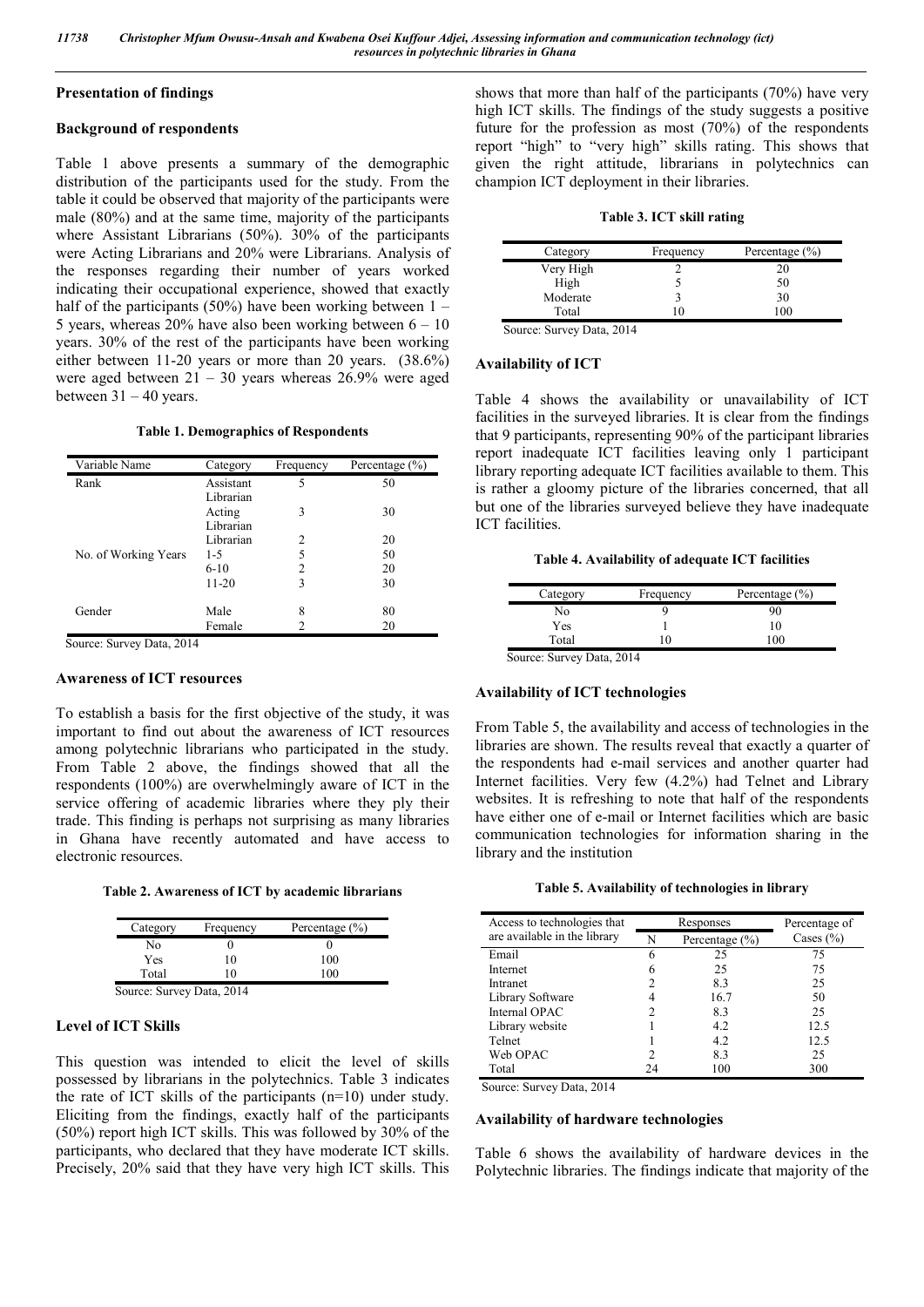## Presentation of findings

### Background of respondents

Table 1 above presents a summary of the demographic distribution of the participants used for the study. From the table it could be observed that majority of the participants were male (80%) and at the same time, majority of the participants where Assistant Librarians (50%). 30% of the participants were Acting Librarians and 20% were Librarians. Analysis of the responses regarding their number of years worked indicating their occupational experience, showed that exactly half of the participants (50%) have been working between 1 – 5 years, whereas 20% have also been working between 6 – 10 years. 30% of the rest of the participants have been working either between 11-20 years or more than 20 years. (38.6%) were aged between 21 – 30 years whereas 26.9% were aged between 31 – 40 years.

**Table 1. Demographics of Respondents**

| Variable Name | Category | Frequency | Percentage (%) |
|---|---|---|---|
| Rank | Assistant Librarian | 5 | 50 |
| | Acting Librarian | 3 | 30 |
| | Librarian | 2 | 20 |
| No. of Working Years | 1-5 | 5 | 50 |
| | 6-10 | 2 | 20 |
| | 11-20 | 3 | 30 |
| Gender | Male | 8 | 80 |
| | Female | 2 | 20 |

Source: Survey Data, 2014

### Awareness of ICT resources

To establish a basis for the first objective of the study, it was important to find out about the awareness of ICT resources among polytechnic librarians who participated in the study. From Table 2 above, the findings showed that all the respondents (100%) are overwhelmingly aware of ICT in the service offering of academic libraries where they ply their trade. This finding is perhaps not surprising as many libraries in Ghana have recently automated and have access to electronic resources.

**Table 2. Awareness of ICT by academic librarians**

| Category | Frequency | Percentage (%) |
|---|---|---|
| No | 0 | 0 |
| Yes | 10 | 100 |
| Total | 10 | 100 |

Source: Survey Data, 2014

### Level of ICT Skills

This question was intended to elicit the level of skills possessed by librarians in the polytechnics. Table 3 indicates the rate of ICT skills of the participants (n=10) under study. Eliciting from the findings, exactly half of the participants (50%) report high ICT skills. This was followed by 30% of the participants, who declared that they have moderate ICT skills. Precisely, 20% said that they have very high ICT skills. This shows that more than half of the participants (70%) have very high ICT skills. The findings of the study suggests a positive future for the profession as most (70%) of the respondents report "high" to "very high" skills rating. This shows that given the right attitude, librarians in polytechnics can champion ICT deployment in their libraries.

**Table 3. ICT skill rating**

| Category | Frequency | Percentage (%) |
|---|---|---|
| Very High | 2 | 20 |
| High | 5 | 50 |
| Moderate | 3 | 30 |
| Total | 10 | 100 |

Source: Survey Data, 2014

### Availability of ICT

Table 4 shows the availability or unavailability of ICT facilities in the surveyed libraries. It is clear from the findings that 9 participants, representing 90% of the participant libraries report inadequate ICT facilities leaving only 1 participant library reporting adequate ICT facilities available to them. This is rather a gloomy picture of the libraries concerned, that all but one of the libraries surveyed believe they have inadequate ICT facilities.

**Table 4. Availability of adequate ICT facilities**

| Category | Frequency | Percentage (%) |
|---|---|---|
| No | 9 | 90 |
| Yes | 1 | 10 |
| Total | 10 | 100 |

Source: Survey Data, 2014

### Availability of ICT technologies

From Table 5, the availability and access of technologies in the libraries are shown. The results reveal that exactly a quarter of the respondents had e-mail services and another quarter had Internet facilities. Very few (4.2%) had Telnet and Library websites. It is refreshing to note that half of the respondents have either one of e-mail or Internet facilities which are basic communication technologies for information sharing in the library and the institution

**Table 5. Availability of technologies in library**

| Access to technologies that are available in the library | Responses | | Percentage of Cases (%) |
|---|---|---|---|
| | N | Percentage (%) | |
| Email | 6 | 25 | 75 |
| Internet | 6 | 25 | 75 |
| Intranet | 2 | 8.3 | 25 |
| Library Software | 4 | 16.7 | 50 |
| Internal OPAC | 2 | 8.3 | 25 |
| Library website | 1 | 4.2 | 12.5 |
| Telnet | 1 | 4.2 | 12.5 |
| Web OPAC | 2 | 8.3 | 25 |
| Total | 24 | 100 | 300 |

Source: Survey Data, 2014

### Availability of hardware technologies

Table 6 shows the availability of hardware devices in the Polytechnic libraries. The findings indicate that majority of the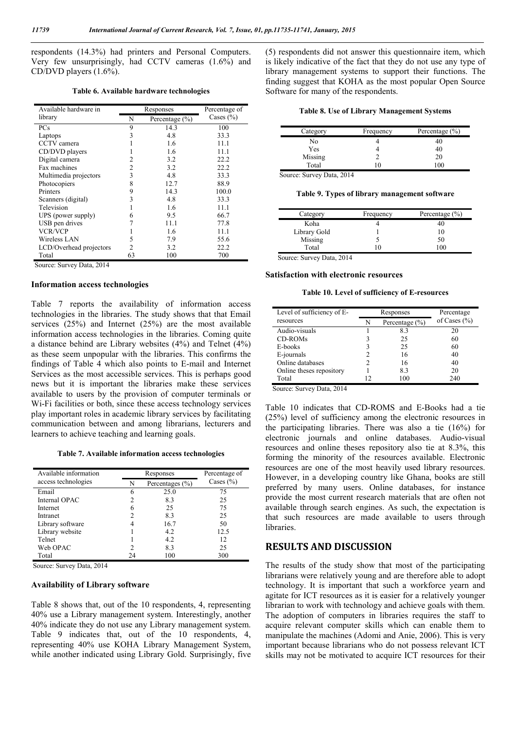respondents (14.3%) had printers and Personal Computers. Very few unsurprisingly, had CCTV cameras (1.6%) and CD/DVD players (1.6%).

**Table 6. Available hardware technologies**

| Available hardware in library | Responses | | Percentage of Cases (%) |
|---|---|---|---|
| | N | Percentage (%) | |
| PCs | 9 | 14.3 | 100 |
| Laptops | 3 | 4.8 | 33.3 |
| CCTV camera | 1 | 1.6 | 11.1 |
| CD/DVD players | 1 | 1.6 | 11.1 |
| Digital camera | 2 | 3.2 | 22.2 |
| Fax machines | 2 | 3.2 | 22.2 |
| Multimedia projectors | 3 | 4.8 | 33.3 |
| Photocopiers | 8 | 12.7 | 88.9 |
| Printers | 9 | 14.3 | 100.0 |
| Scanners (digital) | 3 | 4.8 | 33.3 |
| Television | 1 | 1.6 | 11.1 |
| UPS (power supply) | 6 | 9.5 | 66.7 |
| USB pen drives | 7 | 11.1 | 77.8 |
| VCR/VCP | 1 | 1.6 | 11.1 |
| Wireless LAN | 5 | 7.9 | 55.6 |
| LCD/Overhead projectors | 2 | 3.2 | 22.2 |
| Total | 63 | 100 | 700 |

Source: Survey Data, 2014

### Information access technologies

Table 7 reports the availability of information access technologies in the libraries. The study shows that that Email services (25%) and Internet (25%) are the most available information access technologies in the libraries. Coming quite a distance behind are Library websites (4%) and Telnet (4%) as these seem unpopular with the libraries. This confirms the findings of Table 4 which also points to E-mail and Internet Services as the most accessible services. This is perhaps good news but it is important the libraries make these services available to users by the provision of computer terminals or Wi-Fi facilities or both, since these access technology services play important roles in academic library services by facilitating communication between and among librarians, lecturers and learners to achieve teaching and learning goals.

**Table 7. Available information access technologies**

| Available information access technologies | Responses | | Percentage of Cases (%) |
|---|---|---|---|
| | N | Percentages (%) | |
| Email | 6 | 25.0 | 75 |
| Internal OPAC | 2 | 8.3 | 25 |
| Internet | 6 | 25 | 75 |
| Intranet | 2 | 8.3 | 25 |
| Library software | 4 | 16.7 | 50 |
| Library website | 1 | 4.2 | 12.5 |
| Telnet | 1 | 4.2 | 12 |
| Web OPAC | 2 | 8.3 | 25 |
| Total | 24 | 100 | 300 |

Source: Survey Data, 2014

### Availability of Library software

Table 8 shows that, out of the 10 respondents, 4, representing 40% use a Library management system. Interestingly, another 40% indicate they do not use any Library management system. Table 9 indicates that, out of the 10 respondents, 4, representing 40% use KOHA Library Management System, while another indicated using Library Gold. Surprisingly, five (5) respondents did not answer this questionnaire item, which is likely indicative of the fact that they do not use any type of library management systems to support their functions. The finding suggest that KOHA as the most popular Open Source Software for many of the respondents.

**Table 8. Use of Library Management Systems**

| Category | Frequency | Percentage (%) |
|---|---|---|
| No | 4 | 40 |
| Yes | 4 | 40 |
| Missing | 2 | 20 |
| Total | 10 | 100 |

Source: Survey Data, 2014

**Table 9. Types of library management software**

| Category | Frequency | Percentage (%) |
|---|---|---|
| Koha | 4 | 40 |
| Library Gold | 1 | 10 |
| Missing | 5 | 50 |
| Total | 10 | 100 |

Source: Survey Data, 2014

### Satisfaction with electronic resources

**Table 10. Level of sufficiency of E-resources**

| Level of sufficiency of E-resources | Responses | | Percentage of Cases (%) |
|---|---|---|---|
| | N | Percentage (%) | |
| Audio-visuals | 1 | 8.3 | 20 |
| CD-ROMs | 3 | 25 | 60 |
| E-books | 3 | 25 | 60 |
| E-journals | 2 | 16 | 40 |
| Online databases | 2 | 16 | 40 |
| Online theses repository | 1 | 8.3 | 20 |
| Total | 12 | 100 | 240 |

Source: Survey Data, 2014

Table 10 indicates that CD-ROMS and E-Books had a tie (25%) level of sufficiency among the electronic resources in the participating libraries. There was also a tie (16%) for electronic journals and online databases. Audio-visual resources and online theses repository also tie at 8.3%, this forming the minority of the resources available. Electronic resources are one of the most heavily used library resources. However, in a developing country like Ghana, books are still preferred by many users. Online databases, for instance provide the most current research materials that are often not available through search engines. As such, the expectation is that such resources are made available to users through libraries.

## RESULTS AND DISCUSSION

The results of the study show that most of the participating librarians were relatively young and are therefore able to adopt technology. It is important that such a workforce yearn and agitate for ICT resources as it is easier for a relatively younger librarian to work with technology and achieve goals with them. The adoption of computers in libraries requires the staff to acquire relevant computer skills which can enable them to manipulate the machines (Adomi and Anie, 2006). This is very important because librarians who do not possess relevant ICT skills may not be motivated to acquire ICT resources for their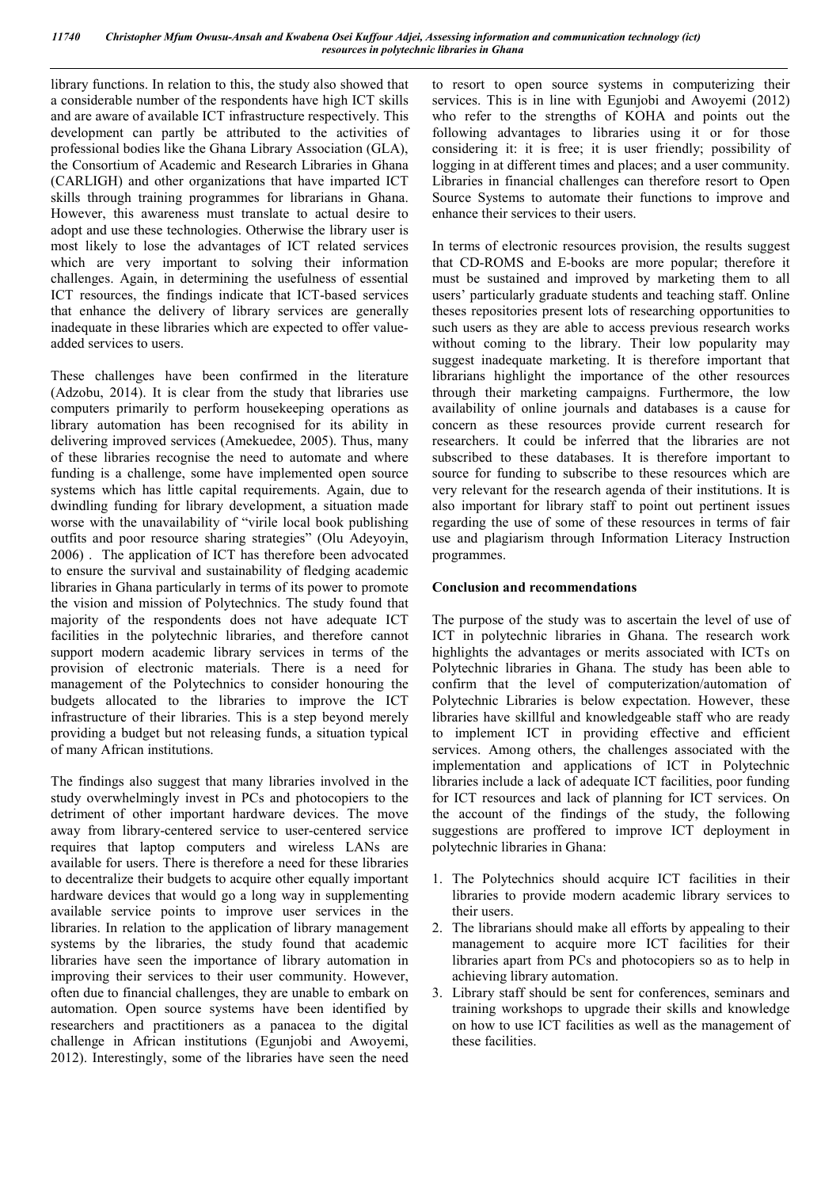library functions. In relation to this, the study also showed that a considerable number of the respondents have high ICT skills and are aware of available ICT infrastructure respectively. This development can partly be attributed to the activities of professional bodies like the Ghana Library Association (GLA), the Consortium of Academic and Research Libraries in Ghana (CARLIGH) and other organizations that have imparted ICT skills through training programmes for librarians in Ghana. However, this awareness must translate to actual desire to adopt and use these technologies. Otherwise the library user is most likely to lose the advantages of ICT related services which are very important to solving their information challenges. Again, in determining the usefulness of essential ICT resources, the findings indicate that ICT-based services that enhance the delivery of library services are generally inadequate in these libraries which are expected to offer value-added services to users.

These challenges have been confirmed in the literature (Adzobu, 2014). It is clear from the study that libraries use computers primarily to perform housekeeping operations as library automation has been recognised for its ability in delivering improved services (Amekuedee, 2005). Thus, many of these libraries recognise the need to automate and where funding is a challenge, some have implemented open source systems which has little capital requirements. Again, due to dwindling funding for library development, a situation made worse with the unavailability of "virile local book publishing outfits and poor resource sharing strategies" (Olu Adeyoyin, 2006) . The application of ICT has therefore been advocated to ensure the survival and sustainability of fledging academic libraries in Ghana particularly in terms of its power to promote the vision and mission of Polytechnics. The study found that majority of the respondents does not have adequate ICT facilities in the polytechnic libraries, and therefore cannot support modern academic library services in terms of the provision of electronic materials. There is a need for management of the Polytechnics to consider honouring the budgets allocated to the libraries to improve the ICT infrastructure of their libraries. This is a step beyond merely providing a budget but not releasing funds, a situation typical of many African institutions.

The findings also suggest that many libraries involved in the study overwhelmingly invest in PCs and photocopiers to the detriment of other important hardware devices. The move away from library-centered service to user-centered service requires that laptop computers and wireless LANs are available for users. There is therefore a need for these libraries to decentralize their budgets to acquire other equally important hardware devices that would go a long way in supplementing available service points to improve user services in the libraries. In relation to the application of library management systems by the libraries, the study found that academic libraries have seen the importance of library automation in improving their services to their user community. However, often due to financial challenges, they are unable to embark on automation. Open source systems have been identified by researchers and practitioners as a panacea to the digital challenge in African institutions (Egunjobi and Awoyemi, 2012). Interestingly, some of the libraries have seen the need to resort to open source systems in computerizing their services. This is in line with Egunjobi and Awoyemi (2012) who refer to the strengths of KOHA and points out the following advantages to libraries using it or for those considering it: it is free; it is user friendly; possibility of logging in at different times and places; and a user community. Libraries in financial challenges can therefore resort to Open Source Systems to automate their functions to improve and enhance their services to their users.

In terms of electronic resources provision, the results suggest that CD-ROMS and E-books are more popular; therefore it must be sustained and improved by marketing them to all users' particularly graduate students and teaching staff. Online theses repositories present lots of researching opportunities to such users as they are able to access previous research works without coming to the library. Their low popularity may suggest inadequate marketing. It is therefore important that librarians highlight the importance of the other resources through their marketing campaigns. Furthermore, the low availability of online journals and databases is a cause for concern as these resources provide current research for researchers. It could be inferred that the libraries are not subscribed to these databases. It is therefore important to source for funding to subscribe to these resources which are very relevant for the research agenda of their institutions. It is also important for library staff to point out pertinent issues regarding the use of some of these resources in terms of fair use and plagiarism through Information Literacy Instruction programmes.

## Conclusion and recommendations

The purpose of the study was to ascertain the level of use of ICT in polytechnic libraries in Ghana. The research work highlights the advantages or merits associated with ICTs on Polytechnic libraries in Ghana. The study has been able to confirm that the level of computerization/automation of Polytechnic Libraries is below expectation. However, these libraries have skillful and knowledgeable staff who are ready to implement ICT in providing effective and efficient services. Among others, the challenges associated with the implementation and applications of ICT in Polytechnic libraries include a lack of adequate ICT facilities, poor funding for ICT resources and lack of planning for ICT services. On the account of the findings of the study, the following suggestions are proffered to improve ICT deployment in polytechnic libraries in Ghana:

1. The Polytechnics should acquire ICT facilities in their libraries to provide modern academic library services to their users.
2. The librarians should make all efforts by appealing to their management to acquire more ICT facilities for their libraries apart from PCs and photocopiers so as to help in achieving library automation.
3. Library staff should be sent for conferences, seminars and training workshops to upgrade their skills and knowledge on how to use ICT facilities as well as the management of these facilities.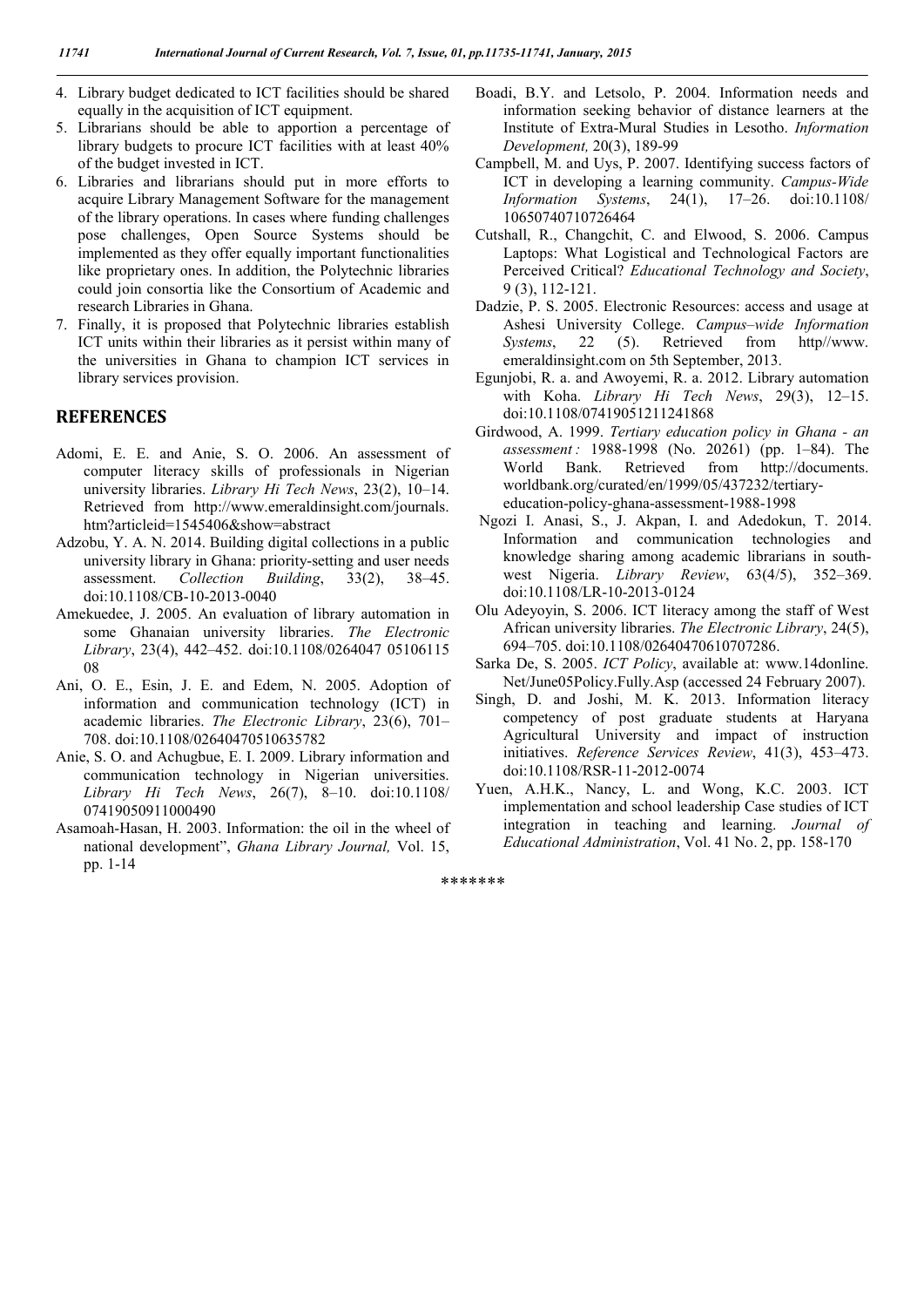4. Library budget dedicated to ICT facilities should be shared equally in the acquisition of ICT equipment.
5. Librarians should be able to apportion a percentage of library budgets to procure ICT facilities with at least 40% of the budget invested in ICT.
6. Libraries and librarians should put in more efforts to acquire Library Management Software for the management of the library operations. In cases where funding challenges pose challenges, Open Source Systems should be implemented as they offer equally important functionalities like proprietary ones. In addition, the Polytechnic libraries could join consortia like the Consortium of Academic and research Libraries in Ghana.
7. Finally, it is proposed that Polytechnic libraries establish ICT units within their libraries as it persist within many of the universities in Ghana to champion ICT services in library services provision.

## REFERENCES

Adomi, E. E. and Anie, S. O. 2006. An assessment of computer literacy skills of professionals in Nigerian university libraries. *Library Hi Tech News*, 23(2), 10–14. Retrieved from http://www.emeraldinsight.com/journals.htm?articleid=1545406&show=abstract

Adzobu, Y. A. N. 2014. Building digital collections in a public university library in Ghana: priority-setting and user needs assessment. *Collection Building*, 33(2), 38–45. doi:10.1108/CB-10-2013-0040

Amekuedee, J. 2005. An evaluation of library automation in some Ghanaian university libraries. *The Electronic Library*, 23(4), 442–452. doi:10.1108/0264047 05106115 08

Ani, O. E., Esin, J. E. and Edem, N. 2005. Adoption of information and communication technology (ICT) in academic libraries. *The Electronic Library*, 23(6), 701–708. doi:10.1108/02640470510635782

Anie, S. O. and Achugbue, E. I. 2009. Library information and communication technology in Nigerian universities. *Library Hi Tech News*, 26(7), 8–10. doi:10.1108/07419050911000490

Asamoah-Hasan, H. 2003. Information: the oil in the wheel of national development", *Ghana Library Journal,* Vol. 15, pp. 1-14

Boadi, B.Y. and Letsolo, P. 2004. Information needs and information seeking behavior of distance learners at the Institute of Extra-Mural Studies in Lesotho. *Information Development,* 20(3), 189-99

Campbell, M. and Uys, P. 2007. Identifying success factors of ICT in developing a learning community. *Campus-Wide Information Systems*, 24(1), 17–26. doi:10.1108/10650740710726464

Cutshall, R., Changchit, C. and Elwood, S. 2006. Campus Laptops: What Logistical and Technological Factors are Perceived Critical? *Educational Technology and Society*, 9 (3), 112-121.

Dadzie, P. S. 2005. Electronic Resources: access and usage at Ashesi University College. *Campus–wide Information Systems*, 22 (5). Retrieved from http//www.emeraldinsight.com on 5th September, 2013.

Egunjobi, R. a. and Awoyemi, R. a. 2012. Library automation with Koha. *Library Hi Tech News*, 29(3), 12–15. doi:10.1108/07419051211241868

Girdwood, A. 1999. *Tertiary education policy in Ghana - an assessment :* 1988-1998 (No. 20261) (pp. 1–84). The World Bank. Retrieved from http://documents.worldbank.org/curated/en/1999/05/437232/tertiary-education-policy-ghana-assessment-1988-1998

Ngozi I. Anasi, S., J. Akpan, I. and Adedokun, T. 2014. Information and communication technologies and knowledge sharing among academic librarians in south-west Nigeria. *Library Review*, 63(4/5), 352–369. doi:10.1108/LR-10-2013-0124

Olu Adeyoyin, S. 2006. ICT literacy among the staff of West African university libraries. *The Electronic Library*, 24(5), 694–705. doi:10.1108/02640470610707286.

Sarka De, S. 2005. *ICT Policy*, available at: www.14donline.Net/June05Policy.Fully.Asp (accessed 24 February 2007).

Singh, D. and Joshi, M. K. 2013. Information literacy competency of post graduate students at Haryana Agricultural University and impact of instruction initiatives. *Reference Services Review*, 41(3), 453–473. doi:10.1108/RSR-11-2012-0074

Yuen, A.H.K., Nancy, L. and Wong, K.C. 2003. ICT implementation and school leadership Case studies of ICT integration in teaching and learning. *Journal of Educational Administration*, Vol. 41 No. 2, pp. 158-170

*******